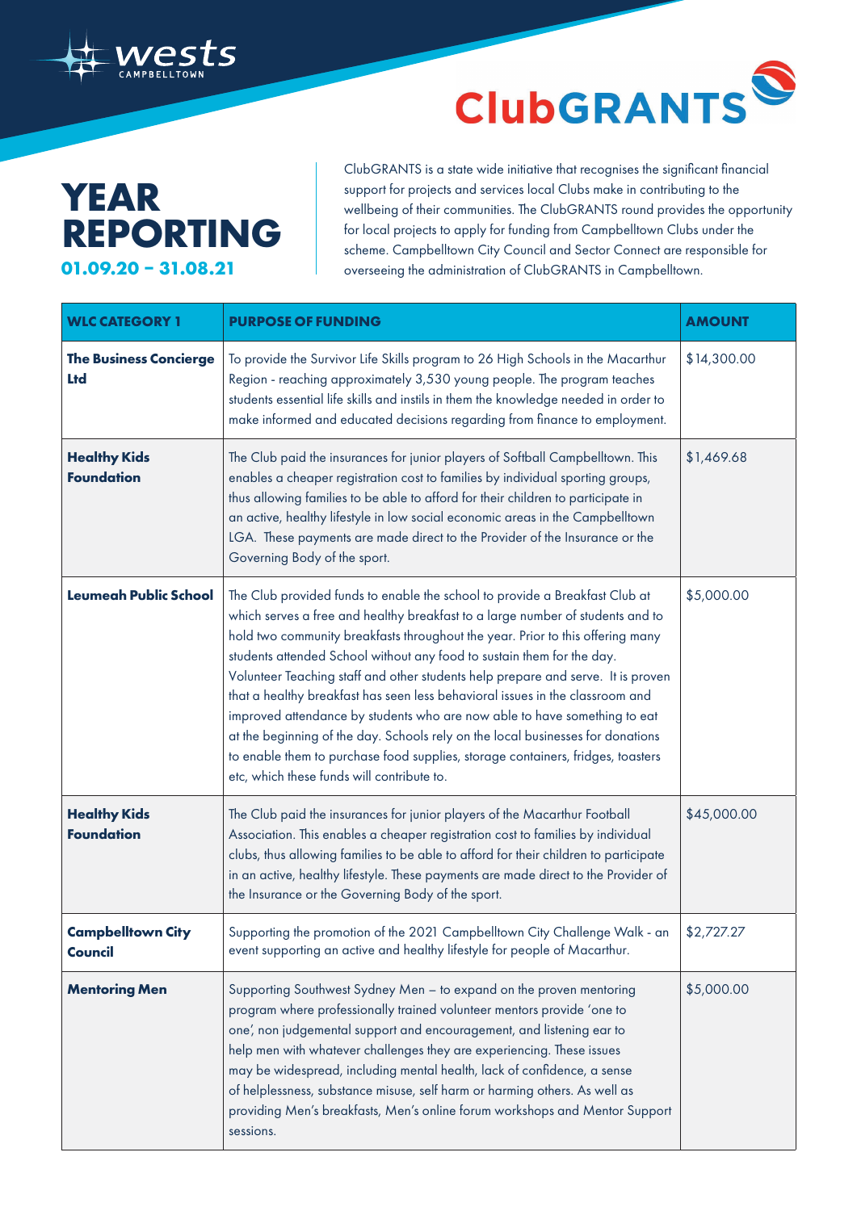wests CAMPBELLTOWN

ClubGRANTS

# YEAR REPORTING

**01.09.20 – 31.08.21**

ClubGRANTS is a state wide initiative that recognises the significant financial support for projects and services local Clubs make in contributing to the wellbeing of their communities. The ClubGRANTS round provides the opportunity for local projects to apply for funding from Campbelltown Clubs under the scheme. Campbelltown City Council and Sector Connect are responsible for overseeing the administration of ClubGRANTS in Campbelltown.

| WLC CATEGORY 1 | PURPOSE OF FUNDING | AMOUNT |
|---|---|---|
| **The Business Concierge Ltd** | To provide the Survivor Life Skills program to 26 High Schools in the Macarthur Region - reaching approximately 3,530 young people. The program teaches students essential life skills and instils in them the knowledge needed in order to make informed and educated decisions regarding from finance to employment. | $14,300.00 |
| **Healthy Kids Foundation** | The Club paid the insurances for junior players of Softball Campbelltown. This enables a cheaper registration cost to families by individual sporting groups, thus allowing families to be able to afford for their children to participate in an active, healthy lifestyle in low social economic areas in the Campbelltown LGA. These payments are made direct to the Provider of the Insurance or the Governing Body of the sport. | $1,469.68 |
| **Leumeah Public School** | The Club provided funds to enable the school to provide a Breakfast Club at which serves a free and healthy breakfast to a large number of students and to hold two community breakfasts throughout the year. Prior to this offering many students attended School without any food to sustain them for the day. Volunteer Teaching staff and other students help prepare and serve. It is proven that a healthy breakfast has seen less behavioral issues in the classroom and improved attendance by students who are now able to have something to eat at the beginning of the day. Schools rely on the local businesses for donations to enable them to purchase food supplies, storage containers, fridges, toasters etc, which these funds will contribute to. | $5,000.00 |
| **Healthy Kids Foundation** | The Club paid the insurances for junior players of the Macarthur Football Association. This enables a cheaper registration cost to families by individual clubs, thus allowing families to be able to afford for their children to participate in an active, healthy lifestyle. These payments are made direct to the Provider of the Insurance or the Governing Body of the sport. | $45,000.00 |
| **Campbelltown City Council** | Supporting the promotion of the 2021 Campbelltown City Challenge Walk - an event supporting an active and healthy lifestyle for people of Macarthur. | $2,727.27 |
| **Mentoring Men** | Supporting Southwest Sydney Men – to expand on the proven mentoring program where professionally trained volunteer mentors provide 'one to one', non judgemental support and encouragement, and listening ear to help men with whatever challenges they are experiencing. These issues may be widespread, including mental health, lack of confidence, a sense of helplessness, substance misuse, self harm or harming others. As well as providing Men's breakfasts, Men's online forum workshops and Mentor Support sessions. | $5,000.00 |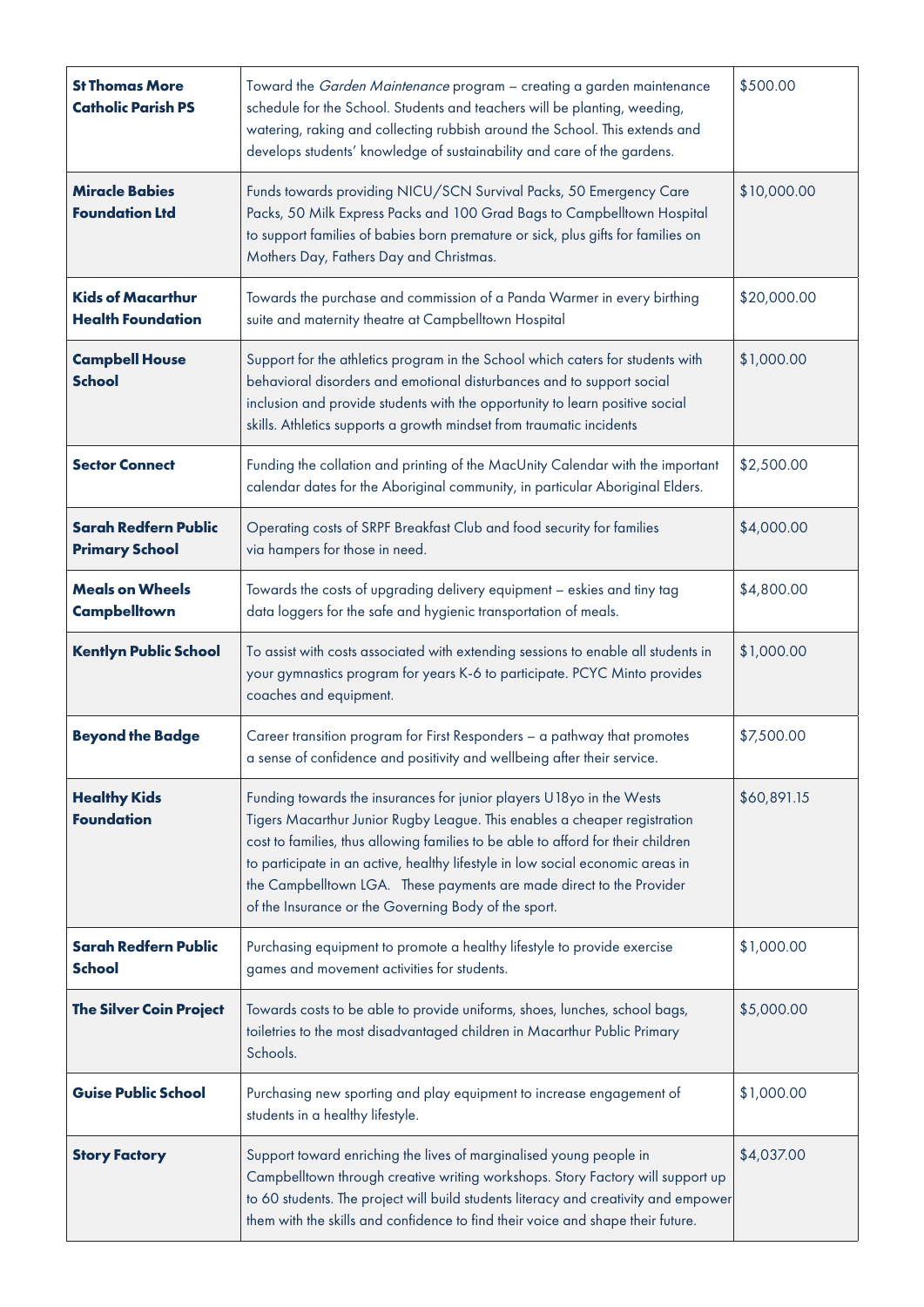| | | |
|---|---|---|
| **St Thomas More Catholic Parish PS** | Toward the *Garden Maintenance* program – creating a garden maintenance schedule for the School. Students and teachers will be planting, weeding, watering, raking and collecting rubbish around the School. This extends and develops students' knowledge of sustainability and care of the gardens. | $500.00 |
| **Miracle Babies Foundation Ltd** | Funds towards providing NICU/SCN Survival Packs, 50 Emergency Care Packs, 50 Milk Express Packs and 100 Grad Bags to Campbelltown Hospital to support families of babies born premature or sick, plus gifts for families on Mothers Day, Fathers Day and Christmas. | $10,000.00 |
| **Kids of Macarthur Health Foundation** | Towards the purchase and commission of a Panda Warmer in every birthing suite and maternity theatre at Campbelltown Hospital | $20,000.00 |
| **Campbell House School** | Support for the athletics program in the School which caters for students with behavioral disorders and emotional disturbances and to support social inclusion and provide students with the opportunity to learn positive social skills. Athletics supports a growth mindset from traumatic incidents | $1,000.00 |
| **Sector Connect** | Funding the collation and printing of the MacUnity Calendar with the important calendar dates for the Aboriginal community, in particular Aboriginal Elders. | $2,500.00 |
| **Sarah Redfern Public Primary School** | Operating costs of SRPF Breakfast Club and food security for families via hampers for those in need. | $4,000.00 |
| **Meals on Wheels Campbelltown** | Towards the costs of upgrading delivery equipment – eskies and tiny tag data loggers for the safe and hygienic transportation of meals. | $4,800.00 |
| **Kentlyn Public School** | To assist with costs associated with extending sessions to enable all students in your gymnastics program for years K-6 to participate. PCYC Minto provides coaches and equipment. | $1,000.00 |
| **Beyond the Badge** | Career transition program for First Responders – a pathway that promotes a sense of confidence and positivity and wellbeing after their service. | $7,500.00 |
| **Healthy Kids Foundation** | Funding towards the insurances for junior players U18yo in the Wests Tigers Macarthur Junior Rugby League. This enables a cheaper registration cost to families, thus allowing families to be able to afford for their children to participate in an active, healthy lifestyle in low social economic areas in the Campbelltown LGA. These payments are made direct to the Provider of the Insurance or the Governing Body of the sport. | $60,891.15 |
| **Sarah Redfern Public School** | Purchasing equipment to promote a healthy lifestyle to provide exercise games and movement activities for students. | $1,000.00 |
| **The Silver Coin Project** | Towards costs to be able to provide uniforms, shoes, lunches, school bags, toiletries to the most disadvantaged children in Macarthur Public Primary Schools. | $5,000.00 |
| **Guise Public School** | Purchasing new sporting and play equipment to increase engagement of students in a healthy lifestyle. | $1,000.00 |
| **Story Factory** | Support toward enriching the lives of marginalised young people in Campbelltown through creative writing workshops. Story Factory will support up to 60 students. The project will build students literacy and creativity and empower them with the skills and confidence to find their voice and shape their future. | $4,037.00 |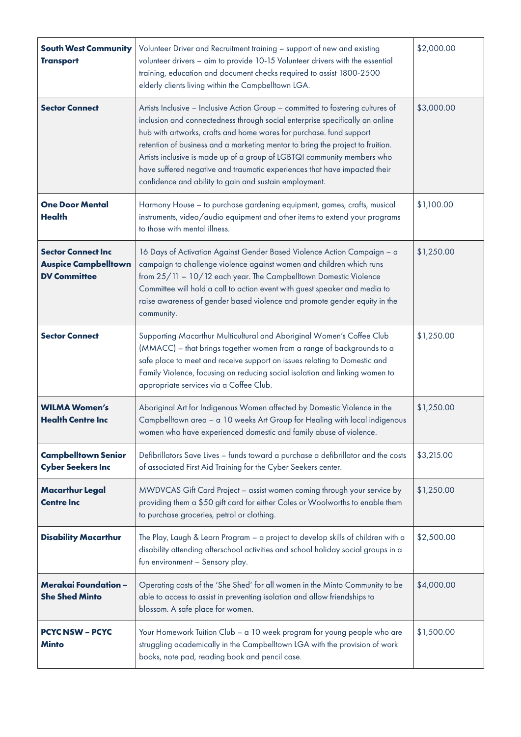| | | |
|---|---|---|
| **South West Community Transport** | Volunteer Driver and Recruitment training – support of new and existing volunteer drivers – aim to provide 10-15 Volunteer drivers with the essential training, education and document checks required to assist 1800-2500 elderly clients living within the Campbelltown LGA. | $2,000.00 |
| **Sector Connect** | Artists Inclusive – Inclusive Action Group – committed to fostering cultures of inclusion and connectedness through social enterprise specifically an online hub with artworks, crafts and home wares for purchase. fund support retention of business and a marketing mentor to bring the project to fruition. Artists inclusive is made up of a group of LGBTQI community members who have suffered negative and traumatic experiences that have impacted their confidence and ability to gain and sustain employment. | $3,000.00 |
| **One Door Mental Health** | Harmony House – to purchase gardening equipment, games, crafts, musical instruments, video/audio equipment and other items to extend your programs to those with mental illness. | $1,100.00 |
| **Sector Connect Inc Auspice Campbelltown DV Committee** | 16 Days of Activation Against Gender Based Violence Action Campaign – a campaign to challenge violence against women and children which runs from 25/11 – 10/12 each year. The Campbelltown Domestic Violence Committee will hold a call to action event with guest speaker and media to raise awareness of gender based violence and promote gender equity in the community. | $1,250.00 |
| **Sector Connect** | Supporting Macarthur Multicultural and Aboriginal Women's Coffee Club (MMACC) – that brings together women from a range of backgrounds to a safe place to meet and receive support on issues relating to Domestic and Family Violence, focusing on reducing social isolation and linking women to appropriate services via a Coffee Club. | $1,250.00 |
| **WILMA Women's Health Centre Inc** | Aboriginal Art for Indigenous Women affected by Domestic Violence in the Campbelltown area – a 10 weeks Art Group for Healing with local indigenous women who have experienced domestic and family abuse of violence. | $1,250.00 |
| **Campbelltown Senior Cyber Seekers Inc** | Defibrillators Save Lives – funds toward a purchase a defibrillator and the costs of associated First Aid Training for the Cyber Seekers center. | $3,215.00 |
| **Macarthur Legal Centre Inc** | MWDVCAS Gift Card Project – assist women coming through your service by providing them a $50 gift card for either Coles or Woolworths to enable them to purchase groceries, petrol or clothing. | $1,250.00 |
| **Disability Macarthur** | The Play, Laugh & Learn Program – a project to develop skills of children with a disability attending afterschool activities and school holiday social groups in a fun environment – Sensory play. | $2,500.00 |
| **Merakai Foundation – She Shed Minto** | Operating costs of the 'She Shed' for all women in the Minto Community to be able to access to assist in preventing isolation and allow friendships to blossom. A safe place for women. | $4,000.00 |
| **PCYC NSW – PCYC Minto** | Your Homework Tuition Club – a 10 week program for young people who are struggling academically in the Campbelltown LGA with the provision of work books, note pad, reading book and pencil case. | $1,500.00 |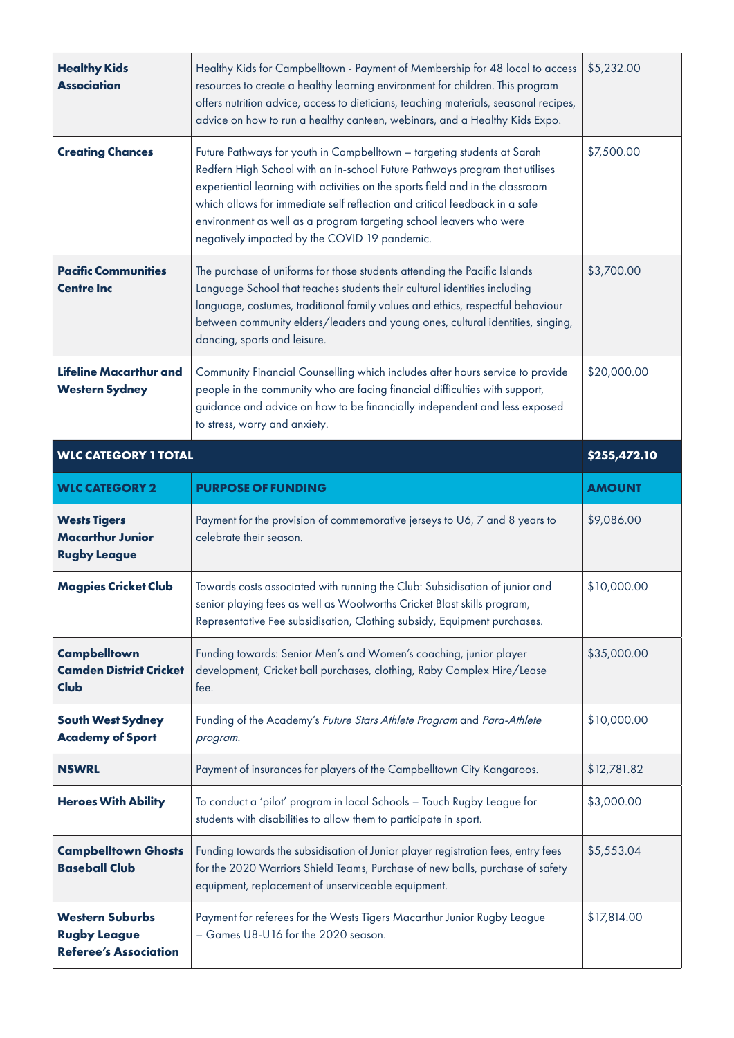| | | |
|---|---|---|
| **Healthy Kids Association** | Healthy Kids for Campbelltown - Payment of Membership for 48 local to access resources to create a healthy learning environment for children. This program offers nutrition advice, access to dieticians, teaching materials, seasonal recipes, advice on how to run a healthy canteen, webinars, and a Healthy Kids Expo. | $5,232.00 |
| **Creating Chances** | Future Pathways for youth in Campbelltown – targeting students at Sarah Redfern High School with an in-school Future Pathways program that utilises experiential learning with activities on the sports field and in the classroom which allows for immediate self reflection and critical feedback in a safe environment as well as a program targeting school leavers who were negatively impacted by the COVID 19 pandemic. | $7,500.00 |
| **Pacific Communities Centre Inc** | The purchase of uniforms for those students attending the Pacific Islands Language School that teaches students their cultural identities including language, costumes, traditional family values and ethics, respectful behaviour between community elders/leaders and young ones, cultural identities, singing, dancing, sports and leisure. | $3,700.00 |
| **Lifeline Macarthur and Western Sydney** | Community Financial Counselling which includes after hours service to provide people in the community who are facing financial difficulties with support, guidance and advice on how to be financially independent and less exposed to stress, worry and anxiety. | $20,000.00 |
| **WLC CATEGORY 1 TOTAL** | | **$255,472.10** |

| WLC CATEGORY 2 | PURPOSE OF FUNDING | AMOUNT |
|---|---|---|
| **Wests Tigers Macarthur Junior Rugby League** | Payment for the provision of commemorative jerseys to U6, 7 and 8 years to celebrate their season. | $9,086.00 |
| **Magpies Cricket Club** | Towards costs associated with running the Club: Subsidisation of junior and senior playing fees as well as Woolworths Cricket Blast skills program, Representative Fee subsidisation, Clothing subsidy, Equipment purchases. | $10,000.00 |
| **Campbelltown Camden District Cricket Club** | Funding towards: Senior Men's and Women's coaching, junior player development, Cricket ball purchases, clothing, Raby Complex Hire/Lease fee. | $35,000.00 |
| **South West Sydney Academy of Sport** | Funding of the Academy's *Future Stars Athlete Program* and *Para-Athlete program.* | $10,000.00 |
| **NSWRL** | Payment of insurances for players of the Campbelltown City Kangaroos. | $12,781.82 |
| **Heroes With Ability** | To conduct a 'pilot' program in local Schools – Touch Rugby League for students with disabilities to allow them to participate in sport. | $3,000.00 |
| **Campbelltown Ghosts Baseball Club** | Funding towards the subsidisation of Junior player registration fees, entry fees for the 2020 Warriors Shield Teams, Purchase of new balls, purchase of safety equipment, replacement of unserviceable equipment. | $5,553.04 |
| **Western Suburbs Rugby League Referee's Association** | Payment for referees for the Wests Tigers Macarthur Junior Rugby League – Games U8-U16 for the 2020 season. | $17,814.00 |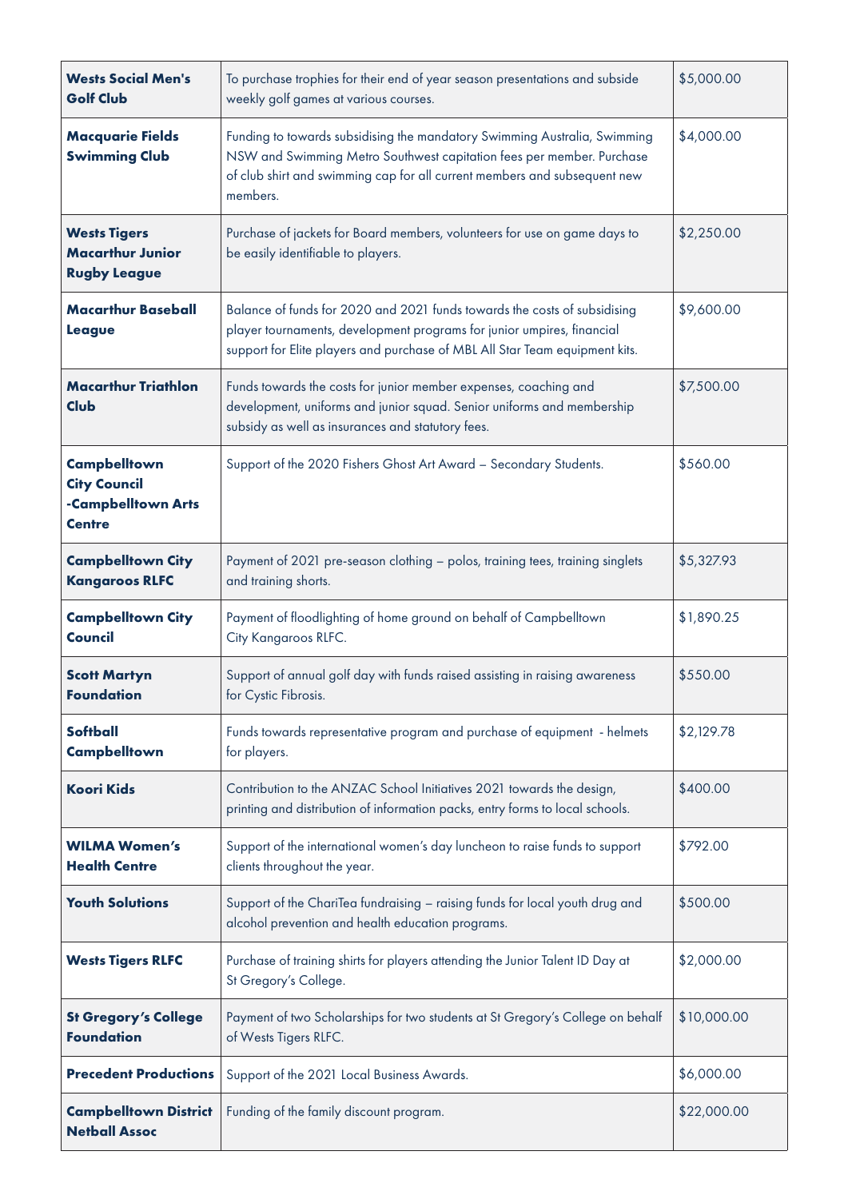| | | |
|---|---|---|
| **Wests Social Men's Golf Club** | To purchase trophies for their end of year season presentations and subside weekly golf games at various courses. | $5,000.00 |
| **Macquarie Fields Swimming Club** | Funding to towards subsidising the mandatory Swimming Australia, Swimming NSW and Swimming Metro Southwest capitation fees per member. Purchase of club shirt and swimming cap for all current members and subsequent new members. | $4,000.00 |
| **Wests Tigers Macarthur Junior Rugby League** | Purchase of jackets for Board members, volunteers for use on game days to be easily identifiable to players. | $2,250.00 |
| **Macarthur Baseball League** | Balance of funds for 2020 and 2021 funds towards the costs of subsidising player tournaments, development programs for junior umpires, financial support for Elite players and purchase of MBL All Star Team equipment kits. | $9,600.00 |
| **Macarthur Triathlon Club** | Funds towards the costs for junior member expenses, coaching and development, uniforms and junior squad. Senior uniforms and membership subsidy as well as insurances and statutory fees. | $7,500.00 |
| **Campbelltown City Council -Campbelltown Arts Centre** | Support of the 2020 Fishers Ghost Art Award – Secondary Students. | $560.00 |
| **Campbelltown City Kangaroos RLFC** | Payment of 2021 pre-season clothing – polos, training tees, training singlets and training shorts. | $5,327.93 |
| **Campbelltown City Council** | Payment of floodlighting of home ground on behalf of Campbelltown City Kangaroos RLFC. | $1,890.25 |
| **Scott Martyn Foundation** | Support of annual golf day with funds raised assisting in raising awareness for Cystic Fibrosis. | $550.00 |
| **Softball Campbelltown** | Funds towards representative program and purchase of equipment - helmets for players. | $2,129.78 |
| **Koori Kids** | Contribution to the ANZAC School Initiatives 2021 towards the design, printing and distribution of information packs, entry forms to local schools. | $400.00 |
| **WILMA Women's Health Centre** | Support of the international women's day luncheon to raise funds to support clients throughout the year. | $792.00 |
| **Youth Solutions** | Support of the ChariTea fundraising – raising funds for local youth drug and alcohol prevention and health education programs. | $500.00 |
| **Wests Tigers RLFC** | Purchase of training shirts for players attending the Junior Talent ID Day at St Gregory's College. | $2,000.00 |
| **St Gregory's College Foundation** | Payment of two Scholarships for two students at St Gregory's College on behalf of Wests Tigers RLFC. | $10,000.00 |
| **Precedent Productions** | Support of the 2021 Local Business Awards. | $6,000.00 |
| **Campbelltown District Netball Assoc** | Funding of the family discount program. | $22,000.00 |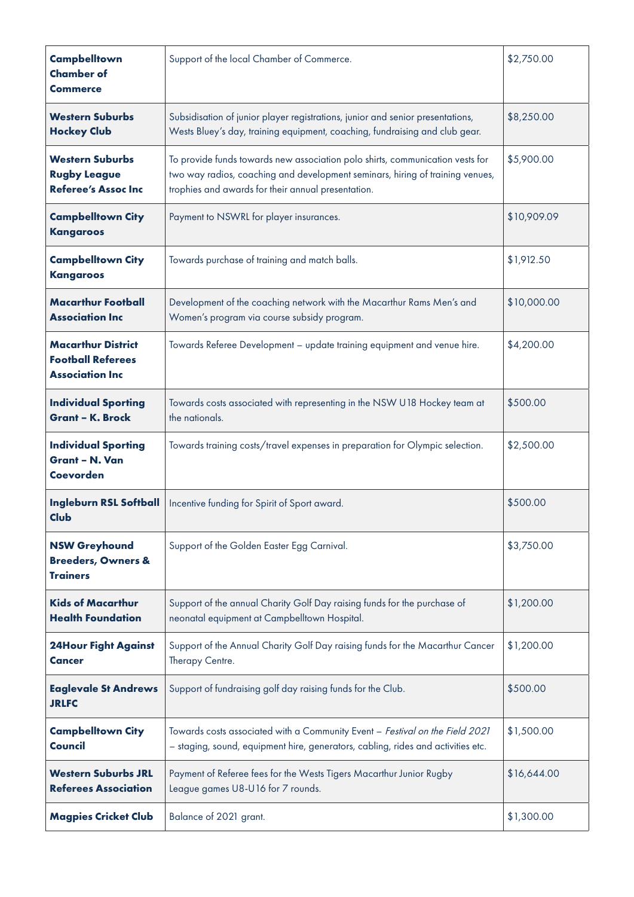| | | |
|---|---|---|
| **Campbelltown Chamber of Commerce** | Support of the local Chamber of Commerce. | $2,750.00 |
| **Western Suburbs Hockey Club** | Subsidisation of junior player registrations, junior and senior presentations, Wests Bluey's day, training equipment, coaching, fundraising and club gear. | $8,250.00 |
| **Western Suburbs Rugby League Referee's Assoc Inc** | To provide funds towards new association polo shirts, communication vests for two way radios, coaching and development seminars, hiring of training venues, trophies and awards for their annual presentation. | $5,900.00 |
| **Campbelltown City Kangaroos** | Payment to NSWRL for player insurances. | $10,909.09 |
| **Campbelltown City Kangaroos** | Towards purchase of training and match balls. | $1,912.50 |
| **Macarthur Football Association Inc** | Development of the coaching network with the Macarthur Rams Men's and Women's program via course subsidy program. | $10,000.00 |
| **Macarthur District Football Referees Association Inc** | Towards Referee Development – update training equipment and venue hire. | $4,200.00 |
| **Individual Sporting Grant – K. Brock** | Towards costs associated with representing in the NSW U18 Hockey team at the nationals. | $500.00 |
| **Individual Sporting Grant – N. Van Coevorden** | Towards training costs/travel expenses in preparation for Olympic selection. | $2,500.00 |
| **Ingleburn RSL Softball Club** | Incentive funding for Spirit of Sport award. | $500.00 |
| **NSW Greyhound Breeders, Owners & Trainers** | Support of the Golden Easter Egg Carnival. | $3,750.00 |
| **Kids of Macarthur Health Foundation** | Support of the annual Charity Golf Day raising funds for the purchase of neonatal equipment at Campbelltown Hospital. | $1,200.00 |
| **24Hour Fight Against Cancer** | Support of the Annual Charity Golf Day raising funds for the Macarthur Cancer Therapy Centre. | $1,200.00 |
| **Eaglevale St Andrews JRLFC** | Support of fundraising golf day raising funds for the Club. | $500.00 |
| **Campbelltown City Council** | Towards costs associated with a Community Event – *Festival on the Field 2021* – staging, sound, equipment hire, generators, cabling, rides and activities etc. | $1,500.00 |
| **Western Suburbs JRL Referees Association** | Payment of Referee fees for the Wests Tigers Macarthur Junior Rugby League games U8-U16 for 7 rounds. | $16,644.00 |
| **Magpies Cricket Club** | Balance of 2021 grant. | $1,300.00 |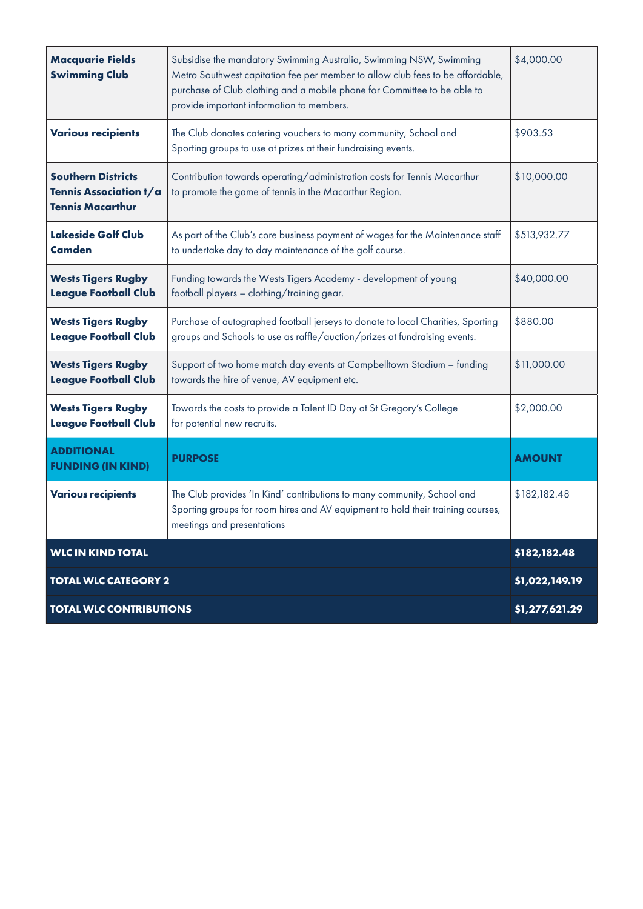| | | |
|---|---|---|
| **Macquarie Fields Swimming Club** | Subsidise the mandatory Swimming Australia, Swimming NSW, Swimming Metro Southwest capitation fee per member to allow club fees to be affordable, purchase of Club clothing and a mobile phone for Committee to be able to provide important information to members. | $4,000.00 |
| **Various recipients** | The Club donates catering vouchers to many community, School and Sporting groups to use at prizes at their fundraising events. | $903.53 |
| **Southern Districts Tennis Association t/a Tennis Macarthur** | Contribution towards operating/administration costs for Tennis Macarthur to promote the game of tennis in the Macarthur Region. | $10,000.00 |
| **Lakeside Golf Club Camden** | As part of the Club's core business payment of wages for the Maintenance staff to undertake day to day maintenance of the golf course. | $513,932.77 |
| **Wests Tigers Rugby League Football Club** | Funding towards the Wests Tigers Academy - development of young football players – clothing/training gear. | $40,000.00 |
| **Wests Tigers Rugby League Football Club** | Purchase of autographed football jerseys to donate to local Charities, Sporting groups and Schools to use as raffle/auction/prizes at fundraising events. | $880.00 |
| **Wests Tigers Rugby League Football Club** | Support of two home match day events at Campbelltown Stadium – funding towards the hire of venue, AV equipment etc. | $11,000.00 |
| **Wests Tigers Rugby League Football Club** | Towards the costs to provide a Talent ID Day at St Gregory's College for potential new recruits. | $2,000.00 |
| **ADDITIONAL FUNDING (IN KIND)** | **PURPOSE** | **AMOUNT** |
| **Various recipients** | The Club provides 'In Kind' contributions to many community, School and Sporting groups for room hires and AV equipment to hold their training courses, meetings and presentations | $182,182.48 |
| **WLC IN KIND TOTAL** | | **$182,182.48** |
| **TOTAL WLC CATEGORY 2** | | **$1,022,149.19** |
| **TOTAL WLC CONTRIBUTIONS** | | **$1,277,621.29** |